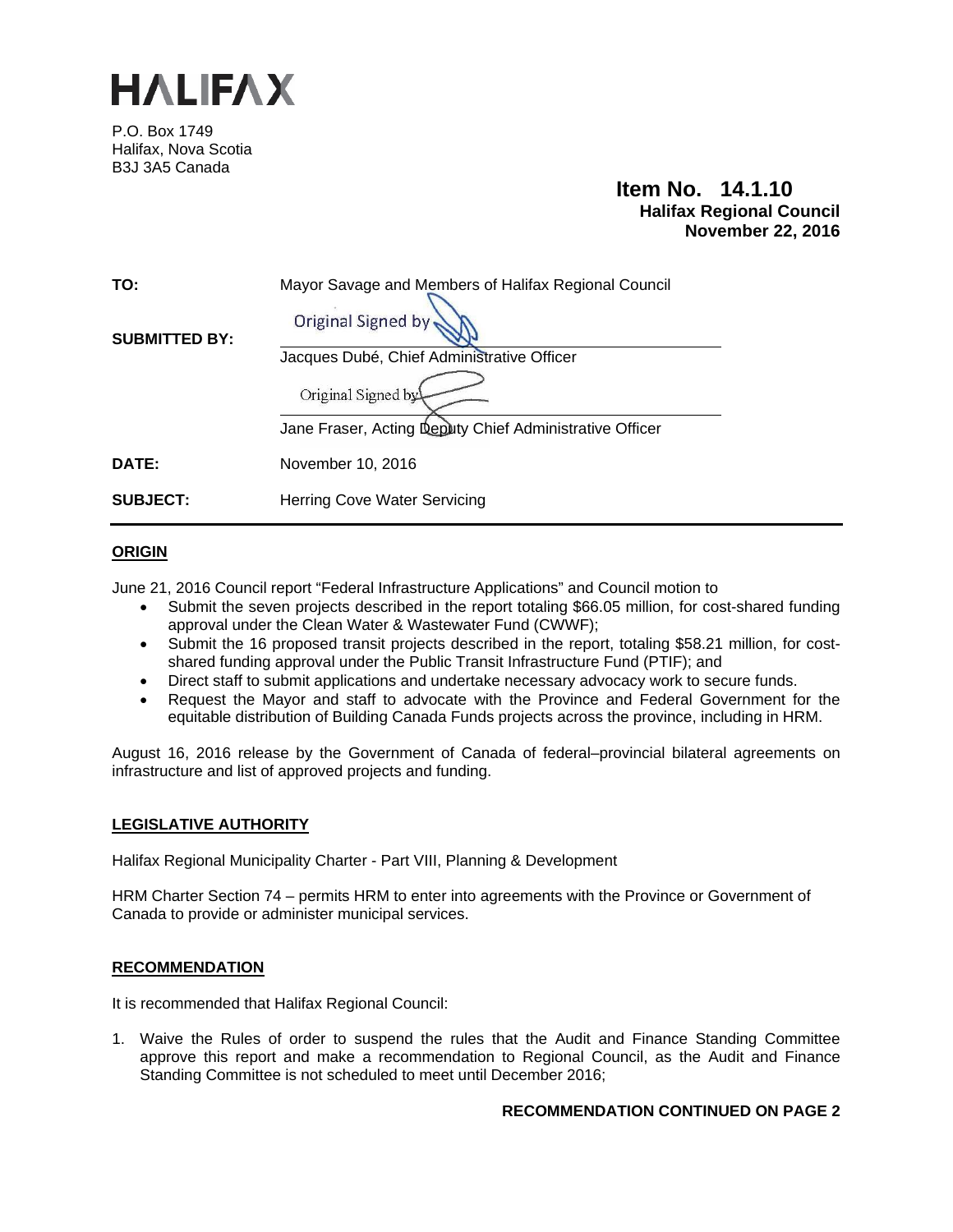# HALIFAX

P.O. Box 1749
Halifax, Nova Scotia
B3J 3A5 Canada

**Item No. 14.1.10**
**Halifax Regional Council**
**November 22, 2016**

| | |
|---|---|
| **TO:** | Mayor Savage and Members of Halifax Regional Council |
| **SUBMITTED BY:** | Original Signed by<br>Jacques Dubé, Chief Administrative Officer<br><br>Original Signed by<br>Jane Fraser, Acting Deputy Chief Administrative Officer |
| **DATE:** | November 10, 2016 |
| **SUBJECT:** | Herring Cove Water Servicing |

## ORIGIN

June 21, 2016 Council report "Federal Infrastructure Applications" and Council motion to

- Submit the seven projects described in the report totaling $66.05 million, for cost-shared funding approval under the Clean Water & Wastewater Fund (CWWF);
- Submit the 16 proposed transit projects described in the report, totaling $58.21 million, for cost-shared funding approval under the Public Transit Infrastructure Fund (PTIF); and
- Direct staff to submit applications and undertake necessary advocacy work to secure funds.
- Request the Mayor and staff to advocate with the Province and Federal Government for the equitable distribution of Building Canada Funds projects across the province, including in HRM.

August 16, 2016 release by the Government of Canada of federal–provincial bilateral agreements on infrastructure and list of approved projects and funding.

## LEGISLATIVE AUTHORITY

Halifax Regional Municipality Charter - Part VIII, Planning & Development

HRM Charter Section 74 – permits HRM to enter into agreements with the Province or Government of Canada to provide or administer municipal services.

## RECOMMENDATION

It is recommended that Halifax Regional Council:

1. Waive the Rules of order to suspend the rules that the Audit and Finance Standing Committee approve this report and make a recommendation to Regional Council, as the Audit and Finance Standing Committee is not scheduled to meet until December 2016;

**RECOMMENDATION CONTINUED ON PAGE 2**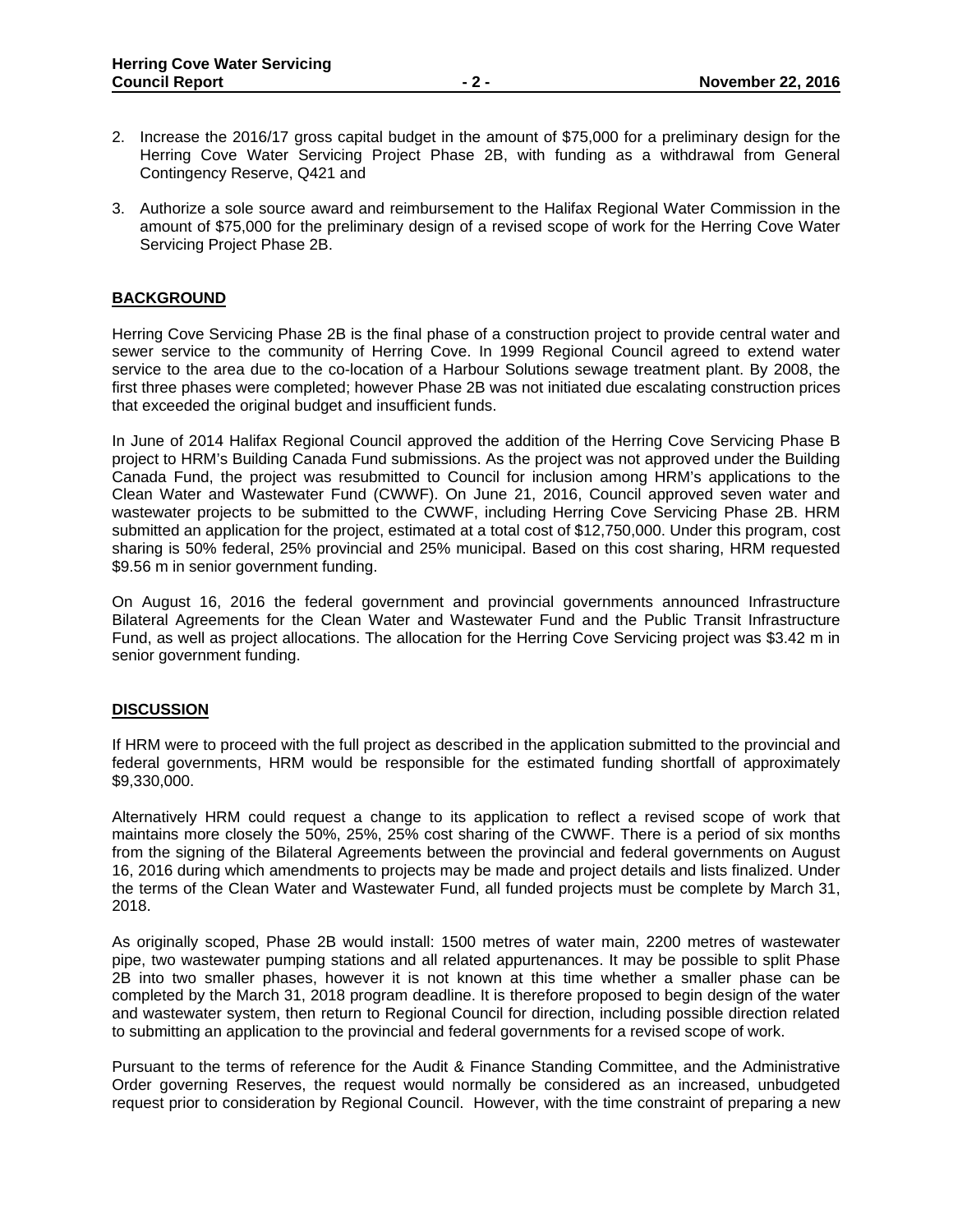2. Increase the 2016/17 gross capital budget in the amount of $75,000 for a preliminary design for the Herring Cove Water Servicing Project Phase 2B, with funding as a withdrawal from General Contingency Reserve, Q421 and

3. Authorize a sole source award and reimbursement to the Halifax Regional Water Commission in the amount of $75,000 for the preliminary design of a revised scope of work for the Herring Cove Water Servicing Project Phase 2B.

## BACKGROUND

Herring Cove Servicing Phase 2B is the final phase of a construction project to provide central water and sewer service to the community of Herring Cove. In 1999 Regional Council agreed to extend water service to the area due to the co-location of a Harbour Solutions sewage treatment plant. By 2008, the first three phases were completed; however Phase 2B was not initiated due escalating construction prices that exceeded the original budget and insufficient funds.

In June of 2014 Halifax Regional Council approved the addition of the Herring Cove Servicing Phase B project to HRM's Building Canada Fund submissions. As the project was not approved under the Building Canada Fund, the project was resubmitted to Council for inclusion among HRM's applications to the Clean Water and Wastewater Fund (CWWF). On June 21, 2016, Council approved seven water and wastewater projects to be submitted to the CWWF, including Herring Cove Servicing Phase 2B. HRM submitted an application for the project, estimated at a total cost of $12,750,000. Under this program, cost sharing is 50% federal, 25% provincial and 25% municipal. Based on this cost sharing, HRM requested $9.56 m in senior government funding.

On August 16, 2016 the federal government and provincial governments announced Infrastructure Bilateral Agreements for the Clean Water and Wastewater Fund and the Public Transit Infrastructure Fund, as well as project allocations. The allocation for the Herring Cove Servicing project was $3.42 m in senior government funding.

## DISCUSSION

If HRM were to proceed with the full project as described in the application submitted to the provincial and federal governments, HRM would be responsible for the estimated funding shortfall of approximately $9,330,000.

Alternatively HRM could request a change to its application to reflect a revised scope of work that maintains more closely the 50%, 25%, 25% cost sharing of the CWWF. There is a period of six months from the signing of the Bilateral Agreements between the provincial and federal governments on August 16, 2016 during which amendments to projects may be made and project details and lists finalized. Under the terms of the Clean Water and Wastewater Fund, all funded projects must be complete by March 31, 2018.

As originally scoped, Phase 2B would install: 1500 metres of water main, 2200 metres of wastewater pipe, two wastewater pumping stations and all related appurtenances. It may be possible to split Phase 2B into two smaller phases, however it is not known at this time whether a smaller phase can be completed by the March 31, 2018 program deadline. It is therefore proposed to begin design of the water and wastewater system, then return to Regional Council for direction, including possible direction related to submitting an application to the provincial and federal governments for a revised scope of work.

Pursuant to the terms of reference for the Audit & Finance Standing Committee, and the Administrative Order governing Reserves, the request would normally be considered as an increased, unbudgeted request prior to consideration by Regional Council. However, with the time constraint of preparing a new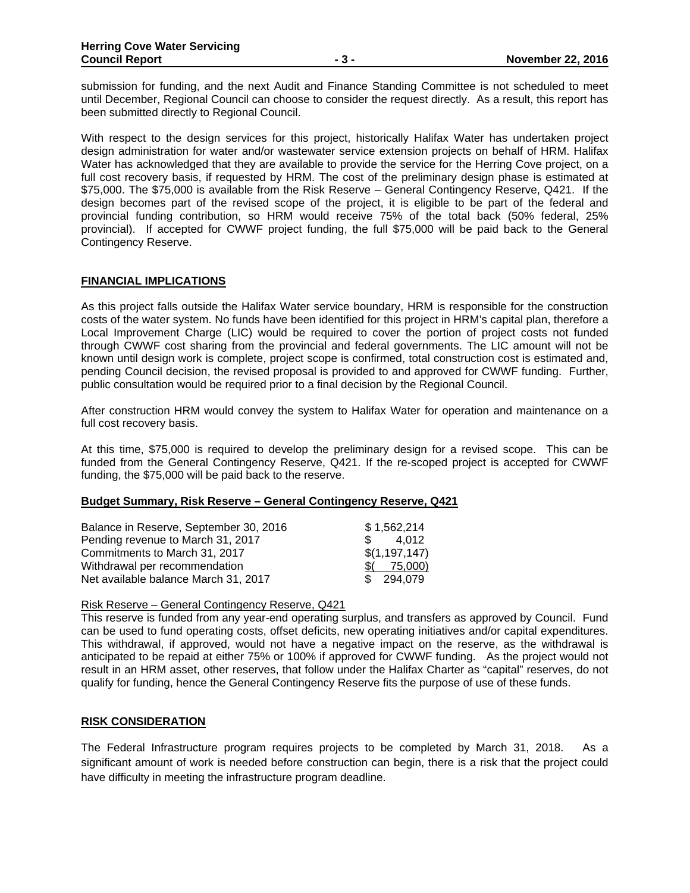submission for funding, and the next Audit and Finance Standing Committee is not scheduled to meet until December, Regional Council can choose to consider the request directly. As a result, this report has been submitted directly to Regional Council.

With respect to the design services for this project, historically Halifax Water has undertaken project design administration for water and/or wastewater service extension projects on behalf of HRM. Halifax Water has acknowledged that they are available to provide the service for the Herring Cove project, on a full cost recovery basis, if requested by HRM. The cost of the preliminary design phase is estimated at $75,000. The $75,000 is available from the Risk Reserve – General Contingency Reserve, Q421. If the design becomes part of the revised scope of the project, it is eligible to be part of the federal and provincial funding contribution, so HRM would receive 75% of the total back (50% federal, 25% provincial). If accepted for CWWF project funding, the full $75,000 will be paid back to the General Contingency Reserve.

## FINANCIAL IMPLICATIONS

As this project falls outside the Halifax Water service boundary, HRM is responsible for the construction costs of the water system. No funds have been identified for this project in HRM's capital plan, therefore a Local Improvement Charge (LIC) would be required to cover the portion of project costs not funded through CWWF cost sharing from the provincial and federal governments. The LIC amount will not be known until design work is complete, project scope is confirmed, total construction cost is estimated and, pending Council decision, the revised proposal is provided to and approved for CWWF funding. Further, public consultation would be required prior to a final decision by the Regional Council.

After construction HRM would convey the system to Halifax Water for operation and maintenance on a full cost recovery basis.

At this time, $75,000 is required to develop the preliminary design for a revised scope. This can be funded from the General Contingency Reserve, Q421. If the re-scoped project is accepted for CWWF funding, the $75,000 will be paid back to the reserve.

**Budget Summary, Risk Reserve – General Contingency Reserve, Q421**

| | |
|---|---|
| Balance in Reserve, September 30, 2016 | $ 1,562,214 |
| Pending revenue to March 31, 2017 | $ 4,012 |
| Commitments to March 31, 2017 | $(1,197,147) |
| Withdrawal per recommendation | $( 75,000) |
| Net available balance March 31, 2017 | $ 294,079 |

Risk Reserve – General Contingency Reserve, Q421

This reserve is funded from any year-end operating surplus, and transfers as approved by Council. Fund can be used to fund operating costs, offset deficits, new operating initiatives and/or capital expenditures. This withdrawal, if approved, would not have a negative impact on the reserve, as the withdrawal is anticipated to be repaid at either 75% or 100% if approved for CWWF funding. As the project would not result in an HRM asset, other reserves, that follow under the Halifax Charter as "capital" reserves, do not qualify for funding, hence the General Contingency Reserve fits the purpose of use of these funds.

## RISK CONSIDERATION

The Federal Infrastructure program requires projects to be completed by March 31, 2018. As a significant amount of work is needed before construction can begin, there is a risk that the project could have difficulty in meeting the infrastructure program deadline.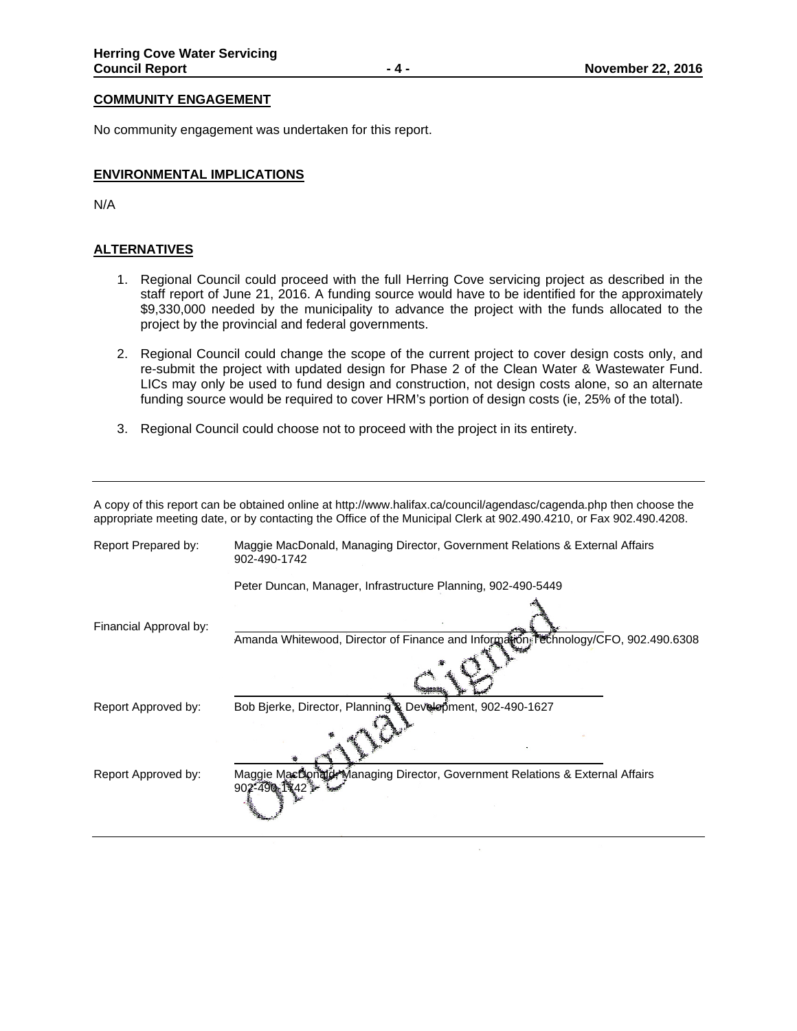## COMMUNITY ENGAGEMENT

No community engagement was undertaken for this report.

## ENVIRONMENTAL IMPLICATIONS

N/A

## ALTERNATIVES

1. Regional Council could proceed with the full Herring Cove servicing project as described in the staff report of June 21, 2016. A funding source would have to be identified for the approximately $9,330,000 needed by the municipality to advance the project with the funds allocated to the project by the provincial and federal governments.

2. Regional Council could change the scope of the current project to cover design costs only, and re-submit the project with updated design for Phase 2 of the Clean Water & Wastewater Fund. LICs may only be used to fund design and construction, not design costs alone, so an alternate funding source would be required to cover HRM's portion of design costs (ie, 25% of the total).

3. Regional Council could choose not to proceed with the project in its entirety.

---

A copy of this report can be obtained online at http://www.halifax.ca/council/agendasc/cagenda.php then choose the appropriate meeting date, or by contacting the Office of the Municipal Clerk at 902.490.4210, or Fax 902.490.4208.

Report Prepared by: Maggie MacDonald, Managing Director, Government Relations & External Affairs 902-490-1742

Peter Duncan, Manager, Infrastructure Planning, 902-490-5449

Original Signed

Financial Approval by: Amanda Whitewood, Director of Finance and Information Technology/CFO, 902.490.6308

Report Approved by: Bob Bjerke, Director, Planning & Development, 902-490-1627

Report Approved by: Maggie MacDonald, Managing Director, Government Relations & External Affairs 902-490-1742